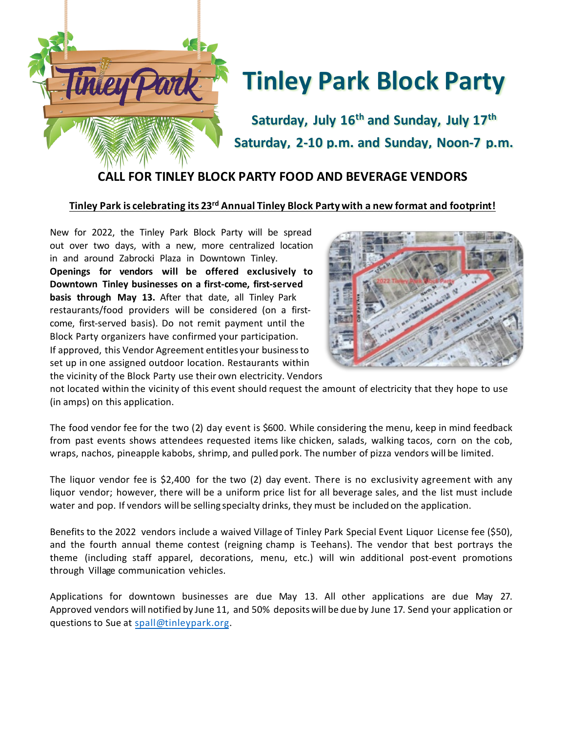# Tinley Park Block Party

**Saturday, July 16th and Sunday, July 17th**

**Saturday, 2-10 p.m. and Sunday, Noon-7 p.m.**

## CALL FOR TINLEY BLOCK PARTY FOOD AND BEVERAGE VENDORS

**Tinley Park is celebrating its 23rd Annual Tinley Block Party with a new format and footprint!**

New for 2022, the Tinley Park Block Party will be spread out over two days, with a new, more centralized location in and around Zabrocki Plaza in Downtown Tinley. **Openings for vendors will be offered exclusively to Downtown Tinley businesses on a first-come, first-served basis through May 13.** After that date, all Tinley Park restaurants/food providers will be considered (on a first-come, first-served basis). Do not remit payment until the Block Party organizers have confirmed your participation. If approved, this Vendor Agreement entitles your business to set up in one assigned outdoor location. Restaurants within the vicinity of the Block Party use their own electricity. Vendors not located within the vicinity of this event should request the amount of electricity that they hope to use (in amps) on this application.

The food vendor fee for the two (2) day event is $600. While considering the menu, keep in mind feedback from past events shows attendees requested items like chicken, salads, walking tacos, corn on the cob, wraps, nachos, pineapple kabobs, shrimp, and pulled pork. The number of pizza vendors will be limited.

The liquor vendor fee is $2,400 for the two (2) day event. There is no exclusivity agreement with any liquor vendor; however, there will be a uniform price list for all beverage sales, and the list must include water and pop. If vendors will be selling specialty drinks, they must be included on the application.

Benefits to the 2022 vendors include a waived Village of Tinley Park Special Event Liquor License fee ($50), and the fourth annual theme contest (reigning champ is Teehans). The vendor that best portrays the theme (including staff apparel, decorations, menu, etc.) will win additional post-event promotions through Village communication vehicles.

Applications for downtown businesses are due May 13. All other applications are due May 27. Approved vendors will notified by June 11, and 50% deposits will be due by June 17. Send your application or questions to Sue at spall@tinleypark.org.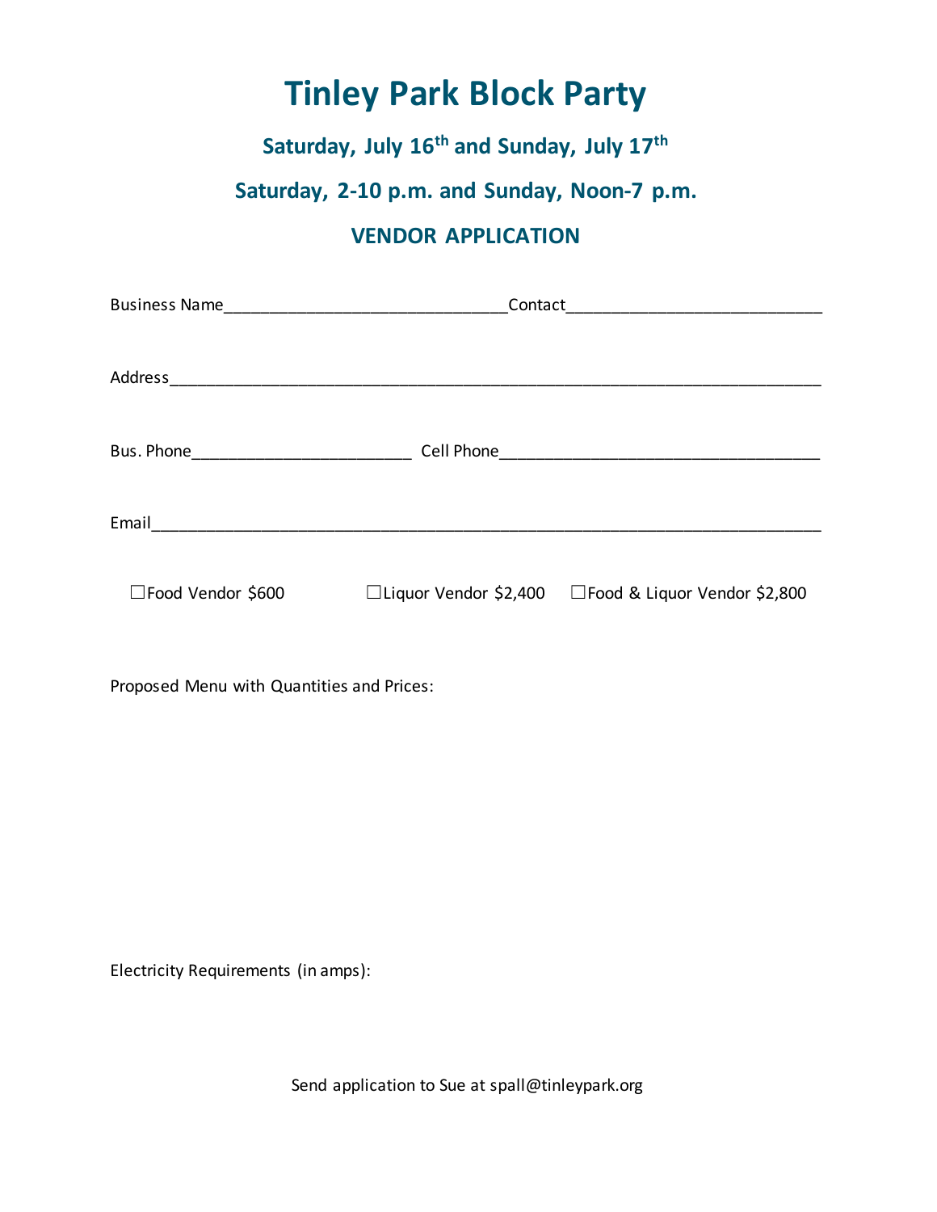# Tinley Park Block Party

## Saturday, July 16th and Sunday, July 17th

## Saturday, 2-10 p.m. and Sunday, Noon-7 p.m.

## VENDOR APPLICATION

Business Name_______________________________Contact____________________________

Address_________________________________________________________________________

Bus. Phone________________________ Cell Phone___________________________________

Email___________________________________________________________________________

☐Food Vendor $600 ☐Liquor Vendor $2,400 ☐Food & Liquor Vendor $2,800

Proposed Menu with Quantities and Prices:

Electricity Requirements (in amps):

Send application to Sue at spall@tinleypark.org